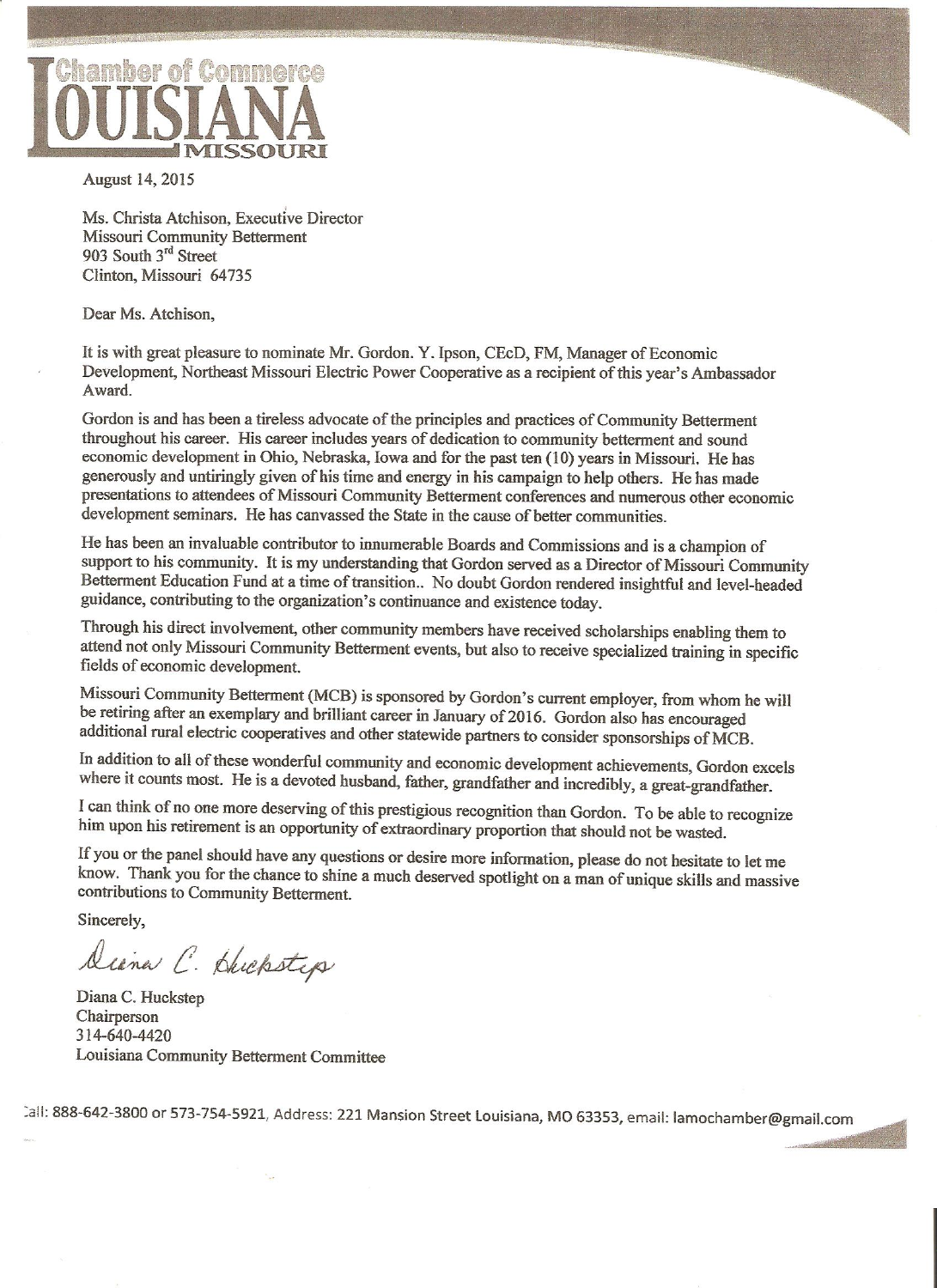# Chamber of Commerce LOUISIANA MISSOURI

August 14, 2015

Ms. Christa Atchison, Executive Director
Missouri Community Betterment
903 South 3rd Street
Clinton, Missouri 64735

Dear Ms. Atchison,

It is with great pleasure to nominate Mr. Gordon. Y. Ipson, CEcD, FM, Manager of Economic Development, Northeast Missouri Electric Power Cooperative as a recipient of this year's Ambassador Award.

Gordon is and has been a tireless advocate of the principles and practices of Community Betterment throughout his career. His career includes years of dedication to community betterment and sound economic development in Ohio, Nebraska, Iowa and for the past ten (10) years in Missouri. He has generously and untiringly given of his time and energy in his campaign to help others. He has made presentations to attendees of Missouri Community Betterment conferences and numerous other economic development seminars. He has canvassed the State in the cause of better communities.

He has been an invaluable contributor to innumerable Boards and Commissions and is a champion of support to his community. It is my understanding that Gordon served as a Director of Missouri Community Betterment Education Fund at a time of transition.. No doubt Gordon rendered insightful and level-headed guidance, contributing to the organization's continuance and existence today.

Through his direct involvement, other community members have received scholarships enabling them to attend not only Missouri Community Betterment events, but also to receive specialized training in specific fields of economic development.

Missouri Community Betterment (MCB) is sponsored by Gordon's current employer, from whom he will be retiring after an exemplary and brilliant career in January of 2016. Gordon also has encouraged additional rural electric cooperatives and other statewide partners to consider sponsorships of MCB.

In addition to all of these wonderful community and economic development achievements, Gordon excels where it counts most. He is a devoted husband, father, grandfather and incredibly, a great-grandfather.

I can think of no one more deserving of this prestigious recognition than Gordon. To be able to recognize him upon his retirement is an opportunity of extraordinary proportion that should not be wasted.

If you or the panel should have any questions or desire more information, please do not hesitate to let me know. Thank you for the chance to shine a much deserved spotlight on a man of unique skills and massive contributions to Community Betterment.

Sincerely,

*Diana C. Huckstep*

Diana C. Huckstep
Chairperson
314-640-4420
Louisiana Community Betterment Committee

Call: 888-642-3800 or 573-754-5921, Address: 221 Mansion Street Louisiana, MO 63353, email: lamochamber@gmail.com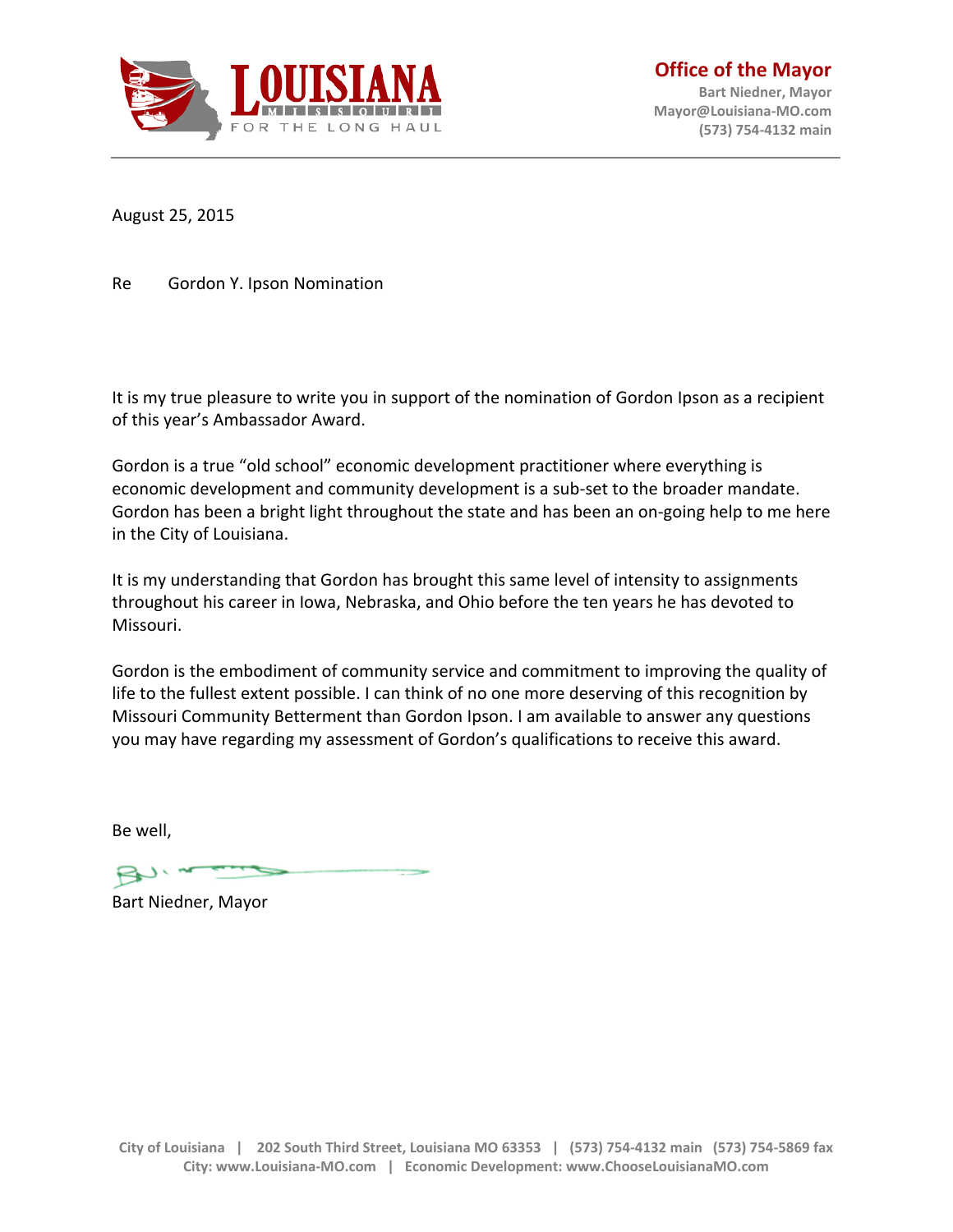**LOUISIANA**
MISSOURI
FOR THE LONG HAUL

**Office of the Mayor**
**Bart Niedner, Mayor**
**Mayor@Louisiana-MO.com**
**(573) 754-4132 main**

---

August 25, 2015

Re Gordon Y. Ipson Nomination

It is my true pleasure to write you in support of the nomination of Gordon Ipson as a recipient of this year's Ambassador Award.

Gordon is a true "old school" economic development practitioner where everything is economic development and community development is a sub-set to the broader mandate. Gordon has been a bright light throughout the state and has been an on-going help to me here in the City of Louisiana.

It is my understanding that Gordon has brought this same level of intensity to assignments throughout his career in Iowa, Nebraska, and Ohio before the ten years he has devoted to Missouri.

Gordon is the embodiment of community service and commitment to improving the quality of life to the fullest extent possible. I can think of no one more deserving of this recognition by Missouri Community Betterment than Gordon Ipson. I am available to answer any questions you may have regarding my assessment of Gordon's qualifications to receive this award.

Be well,

Bart Niedner, Mayor

City of Louisiana | 202 South Third Street, Louisiana MO 63353 | (573) 754-4132 main (573) 754-5869 fax
City: www.Louisiana-MO.com | Economic Development: www.ChooseLouisianaMO.com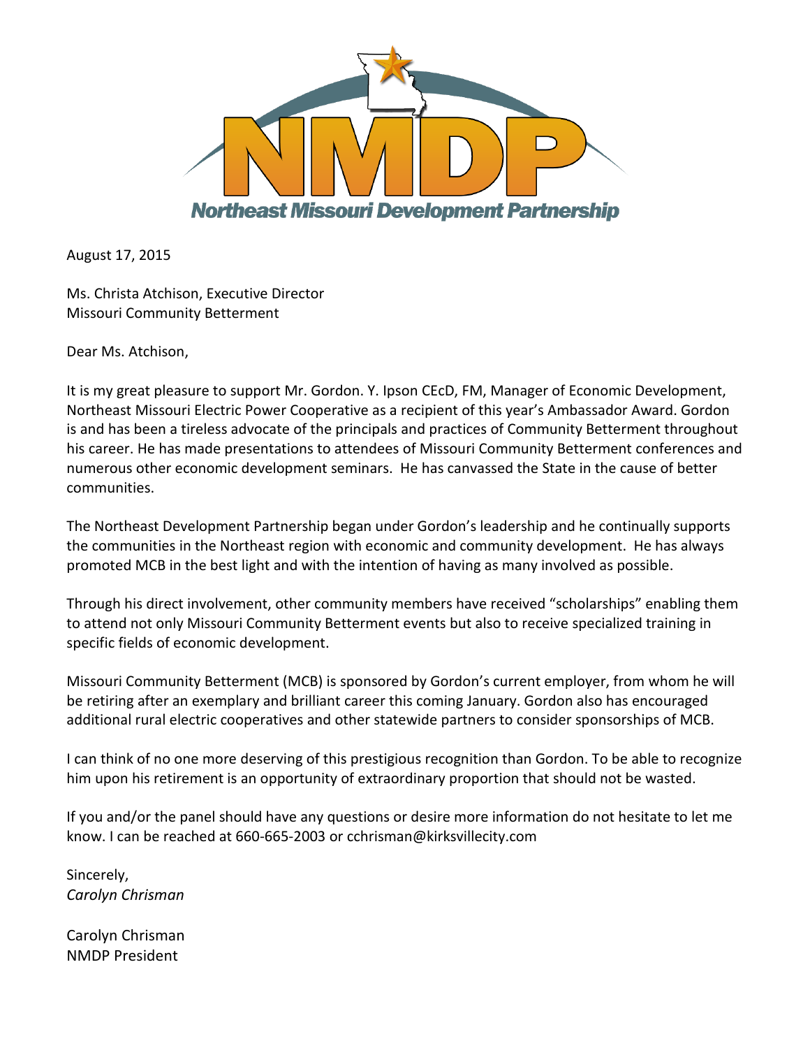**NMDP**

**Northeast Missouri Development Partnership**

August 17, 2015

Ms. Christa Atchison, Executive Director
Missouri Community Betterment

Dear Ms. Atchison,

It is my great pleasure to support Mr. Gordon. Y. Ipson CEcD, FM, Manager of Economic Development, Northeast Missouri Electric Power Cooperative as a recipient of this year's Ambassador Award. Gordon is and has been a tireless advocate of the principals and practices of Community Betterment throughout his career. He has made presentations to attendees of Missouri Community Betterment conferences and numerous other economic development seminars. He has canvassed the State in the cause of better communities.

The Northeast Development Partnership began under Gordon's leadership and he continually supports the communities in the Northeast region with economic and community development. He has always promoted MCB in the best light and with the intention of having as many involved as possible.

Through his direct involvement, other community members have received "scholarships" enabling them to attend not only Missouri Community Betterment events but also to receive specialized training in specific fields of economic development.

Missouri Community Betterment (MCB) is sponsored by Gordon's current employer, from whom he will be retiring after an exemplary and brilliant career this coming January. Gordon also has encouraged additional rural electric cooperatives and other statewide partners to consider sponsorships of MCB.

I can think of no one more deserving of this prestigious recognition than Gordon. To be able to recognize him upon his retirement is an opportunity of extraordinary proportion that should not be wasted.

If you and/or the panel should have any questions or desire more information do not hesitate to let me know. I can be reached at 660-665-2003 or cchrisman@kirksvillecity.com

Sincerely,
*Carolyn Chrisman*

Carolyn Chrisman
NMDP President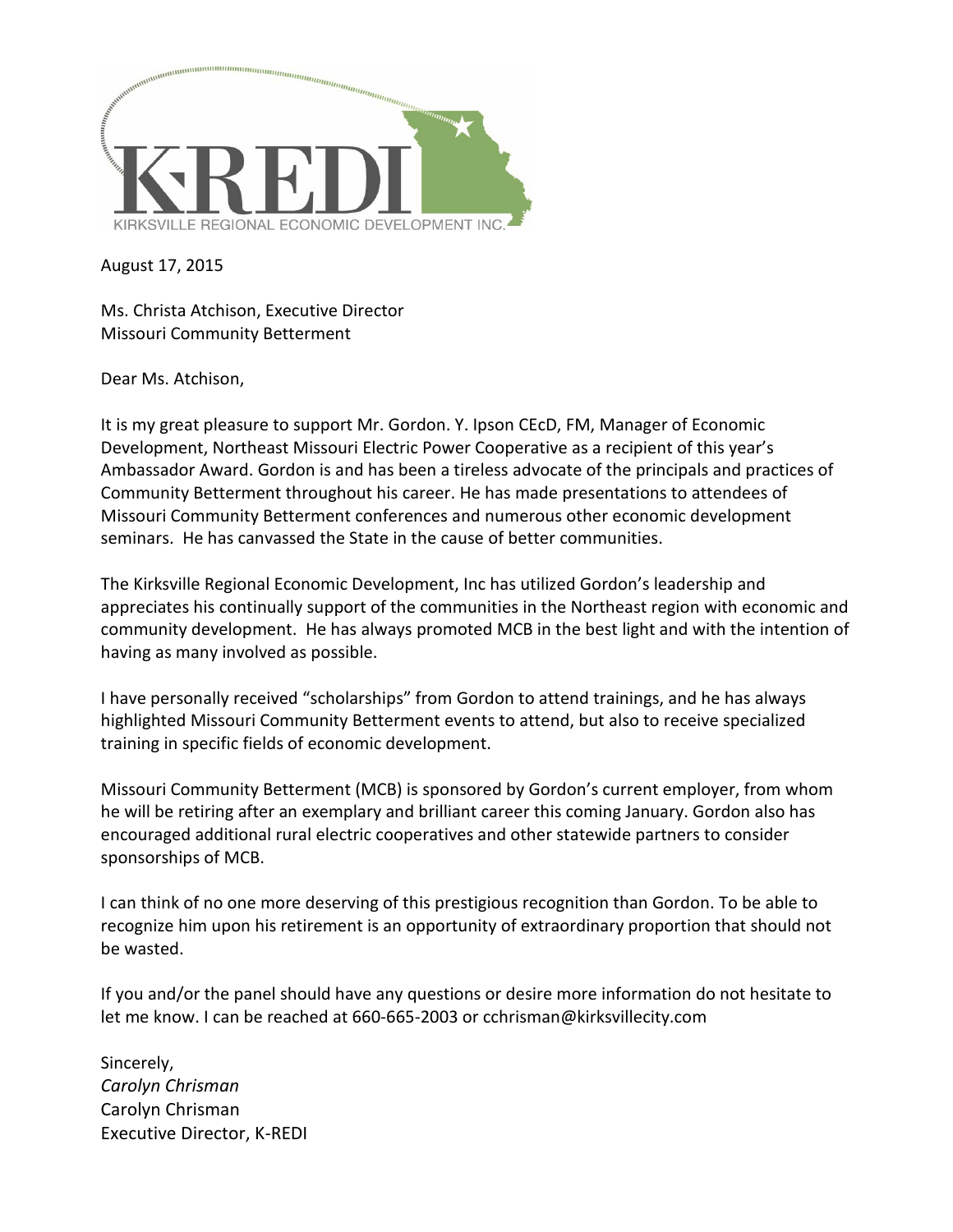KIRKSVILLE REGIONAL ECONOMIC DEVELOPMENT INC.

August 17, 2015

Ms. Christa Atchison, Executive Director
Missouri Community Betterment

Dear Ms. Atchison,

It is my great pleasure to support Mr. Gordon. Y. Ipson CEcD, FM, Manager of Economic Development, Northeast Missouri Electric Power Cooperative as a recipient of this year's Ambassador Award. Gordon is and has been a tireless advocate of the principals and practices of Community Betterment throughout his career. He has made presentations to attendees of Missouri Community Betterment conferences and numerous other economic development seminars. He has canvassed the State in the cause of better communities.

The Kirksville Regional Economic Development, Inc has utilized Gordon's leadership and appreciates his continually support of the communities in the Northeast region with economic and community development. He has always promoted MCB in the best light and with the intention of having as many involved as possible.

I have personally received "scholarships" from Gordon to attend trainings, and he has always highlighted Missouri Community Betterment events to attend, but also to receive specialized training in specific fields of economic development.

Missouri Community Betterment (MCB) is sponsored by Gordon's current employer, from whom he will be retiring after an exemplary and brilliant career this coming January. Gordon also has encouraged additional rural electric cooperatives and other statewide partners to consider sponsorships of MCB.

I can think of no one more deserving of this prestigious recognition than Gordon. To be able to recognize him upon his retirement is an opportunity of extraordinary proportion that should not be wasted.

If you and/or the panel should have any questions or desire more information do not hesitate to let me know. I can be reached at 660-665-2003 or cchrisman@kirksvillecity.com

Sincerely,
*Carolyn Chrisman*
Carolyn Chrisman
Executive Director, K-REDI